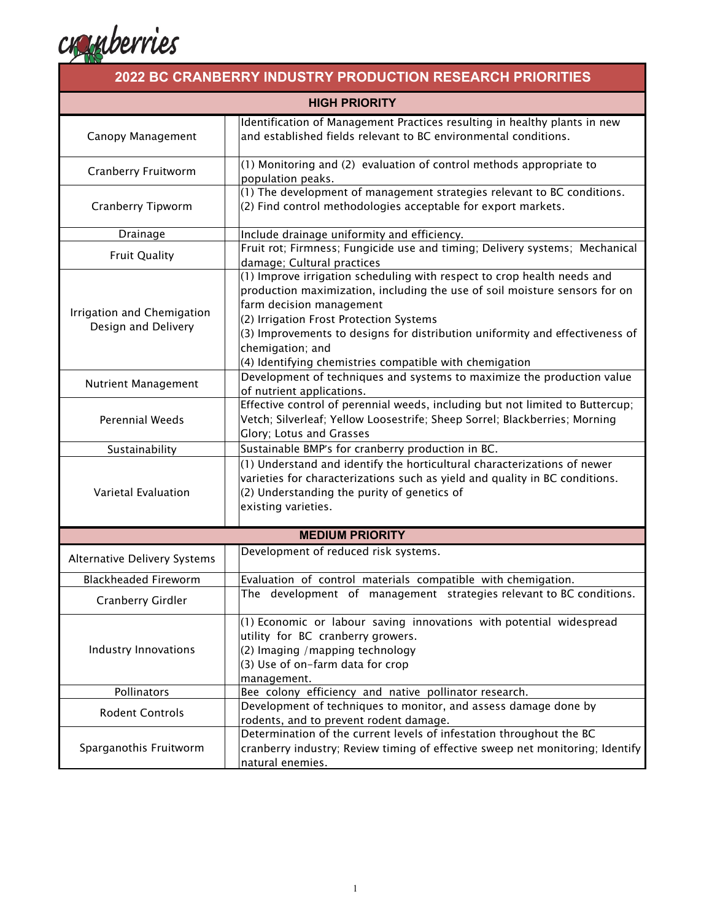cranberries

# 2022 BC CRANBERRY INDUSTRY PRODUCTION RESEARCH PRIORITIES

## HIGH PRIORITY

| Topic | Description |
|---|---|
| Canopy Management | Identification of Management Practices resulting in healthy plants in new and established fields relevant to BC environmental conditions. |
| Cranberry Fruitworm | (1) Monitoring and (2) evaluation of control methods appropriate to population peaks. |
| Cranberry Tipworm | (1) The development of management strategies relevant to BC conditions. (2) Find control methodologies acceptable for export markets. |
| Drainage | Include drainage uniformity and efficiency. |
| Fruit Quality | Fruit rot; Firmness; Fungicide use and timing; Delivery systems; Mechanical damage; Cultural practices |
| Irrigation and Chemigation Design and Delivery | (1) Improve irrigation scheduling with respect to crop health needs and production maximization, including the use of soil moisture sensors for on farm decision management<br>(2) Irrigation Frost Protection Systems<br>(3) Improvements to designs for distribution uniformity and effectiveness of chemigation; and<br>(4) Identifying chemistries compatible with chemigation |
| Nutrient Management | Development of techniques and systems to maximize the production value of nutrient applications. |
| Perennial Weeds | Effective control of perennial weeds, including but not limited to Buttercup; Vetch; Silverleaf; Yellow Loosestrife; Sheep Sorrel; Blackberries; Morning Glory; Lotus and Grasses |
| Sustainability | Sustainable BMP's for cranberry production in BC. |
| Varietal Evaluation | (1) Understand and identify the horticultural characterizations of newer varieties for characterizations such as yield and quality in BC conditions.<br>(2) Understanding the purity of genetics of existing varieties. |

## MEDIUM PRIORITY

| Topic | Description |
|---|---|
| Alternative Delivery Systems | Development of reduced risk systems. |
| Blackheaded Fireworm | Evaluation of control materials compatible with chemigation. |
| Cranberry Girdler | The development of management strategies relevant to BC conditions. |
| Industry Innovations | (1) Economic or labour saving innovations with potential widespread utility for BC cranberry growers.<br>(2) Imaging /mapping technology<br>(3) Use of on-farm data for crop management. |
| Pollinators | Bee colony efficiency and native pollinator research. |
| Rodent Controls | Development of techniques to monitor, and assess damage done by rodents, and to prevent rodent damage. |
| Sparganothis Fruitworm | Determination of the current levels of infestation throughout the BC cranberry industry; Review timing of effective sweep net monitoring; Identify natural enemies. |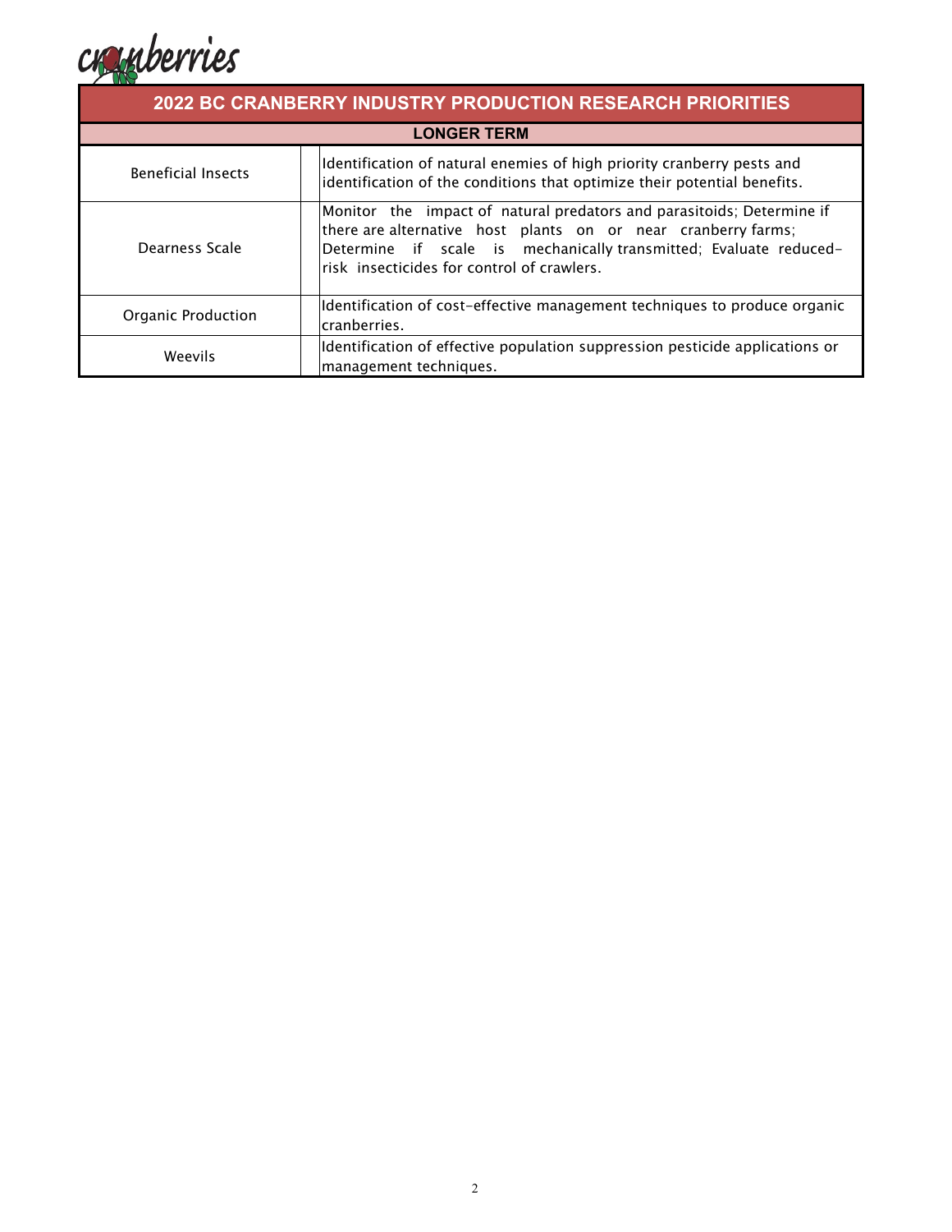## 2022 BC CRANBERRY INDUSTRY PRODUCTION RESEARCH PRIORITIES

### LONGER TERM

| | | |
|---|---|---|
| Beneficial Insects | | Identification of natural enemies of high priority cranberry pests and identification of the conditions that optimize their potential benefits. |
| Dearness Scale | | Monitor the impact of natural predators and parasitoids; Determine if there are alternative host plants on or near cranberry farms; Determine if scale is mechanically transmitted; Evaluate reduced-risk insecticides for control of crawlers. |
| Organic Production | | Identification of cost-effective management techniques to produce organic cranberries. |
| Weevils | | Identification of effective population suppression pesticide applications or management techniques. |